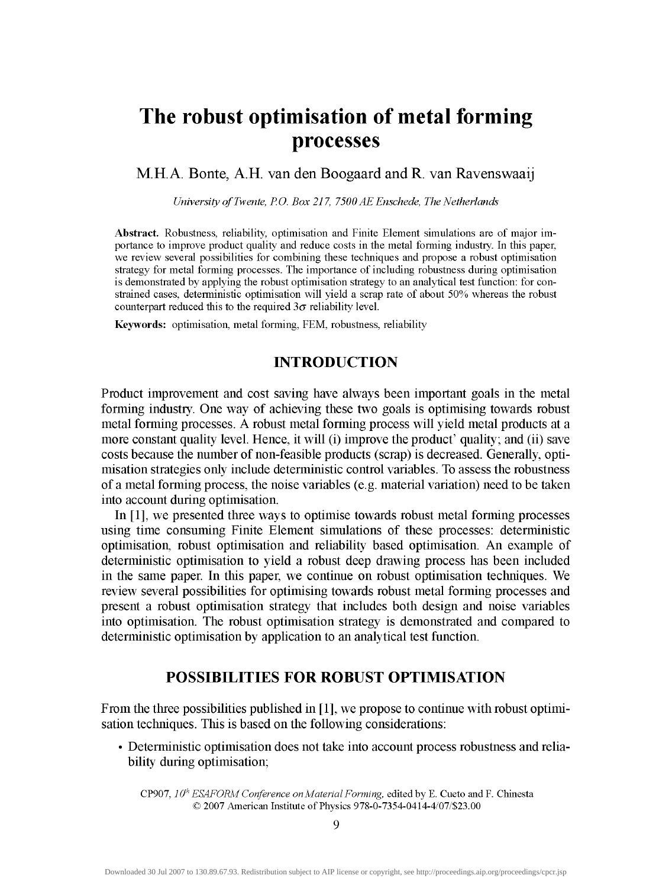# The robust optimisation of metal forming processes

M.H.A. Bonte, A.H. van den Boogaard and R. van Ravenswaaij

*University of Twente, P.O. Box 217, 7500 AE Enschede, The Netherlands*

**Abstract.** Robustness, reliability, optimisation and Finite Element simulations are of major importance to improve product quality and reduce costs in the metal forming industry. In this paper, we review several possibilities for combining these techniques and propose a robust optimisation strategy for metal forming processes. The importance of including robustness during optimisation is demonstrated by applying the robust optimisation strategy to an analytical test function: for constrained cases, deterministic optimisation will yield a scrap rate of about 50% whereas the robust counterpart reduced this to the required $3\sigma$ reliability level.

**Keywords:** optimisation, metal forming, FEM, robustness, reliability

## INTRODUCTION

Product improvement and cost saving have always been important goals in the metal forming industry. One way of achieving these two goals is optimising towards robust metal forming processes. A robust metal forming process will yield metal products at a more constant quality level. Hence, it will (i) improve the product' quality; and (ii) save costs because the number of non-feasible products (scrap) is decreased. Generally, optimisation strategies only include deterministic control variables. To assess the robustness of a metal forming process, the noise variables (e.g. material variation) need to be taken into account during optimisation.

In [1], we presented three ways to optimise towards robust metal forming processes using time consuming Finite Element simulations of these processes: deterministic optimisation, robust optimisation and reliability based optimisation. An example of deterministic optimisation to yield a robust deep drawing process has been included in the same paper. In this paper, we continue on robust optimisation techniques. We review several possibilities for optimising towards robust metal forming processes and present a robust optimisation strategy that includes both design and noise variables into optimisation. The robust optimisation strategy is demonstrated and compared to deterministic optimisation by application to an analytical test function.

## POSSIBILITIES FOR ROBUST OPTIMISATION

From the three possibilities published in [1], we propose to continue with robust optimisation techniques. This is based on the following considerations:

- Deterministic optimisation does not take into account process robustness and reliability during optimisation;

CP907, *10th ESAFORM Conference on Material Forming,* edited by E. Cueto and F. Chinesta
© 2007 American Institute of Physics 978-0-7354-0414-4/07/$23.00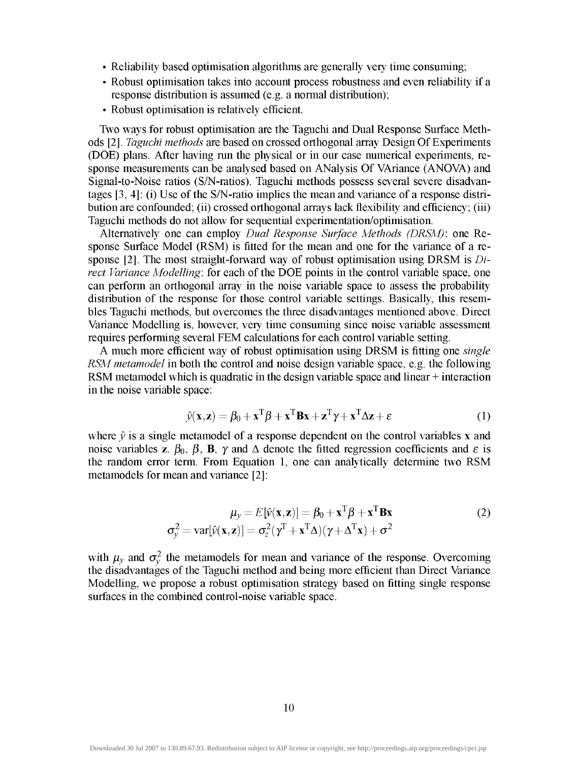- Reliability based optimisation algorithms are generally very time consuming;
- Robust optimisation takes into account process robustness and even reliability if a response distribution is assumed (e.g. a normal distribution);
- Robust optimisation is relatively efficient.

Two ways for robust optimisation are the Taguchi and Dual Response Surface Methods [2]. *Taguchi methods* are based on crossed orthogonal array Design Of Experiments (DOE) plans. After having run the physical or in our case numerical experiments, response measurements can be analysed based on ANalysis Of VAriance (ANOVA) and Signal-to-Noise ratios (S/N-ratios). Taguchi methods possess several severe disadvantages [3, 4]: (i) Use of the S/N-ratio implies the mean and variance of a response distribution are confounded; (ii) crossed orthogonal arrays lack flexibility and efficiency; (iii) Taguchi methods do not allow for sequential experimentation/optimisation.

Alternatively one can employ *Dual Response Surface Methods (DRSM)*: one Response Surface Model (RSM) is fitted for the mean and one for the variance of a response [2]. The most straight-forward way of robust optimisation using DRSM is *Direct Variance Modelling*: for each of the DOE points in the control variable space, one can perform an orthogonal array in the noise variable space to assess the probability distribution of the response for those control variable settings. Basically, this resembles Taguchi methods, but overcomes the three disadvantages mentioned above. Direct Variance Modelling is, however, very time consuming since noise variable assessment requires performing several FEM calculations for each control variable setting.

A much more efficient way of robust optimisation using DRSM is fitting one *single RSM metamodel* in both the control and noise design variable space, e.g. the following RSM metamodel which is quadratic in the design variable space and linear + interaction in the noise variable space:

$$\hat{y}(\mathbf{x},\mathbf{z}) = \beta_0 + \mathbf{x}^{\mathrm{T}}\beta + \mathbf{x}^{\mathrm{T}}\mathbf{B}\mathbf{x} + \mathbf{z}^{\mathrm{T}}\gamma + \mathbf{x}^{\mathrm{T}}\Delta\mathbf{z} + \varepsilon \tag{1}$$

where $\hat{y}$ is a single metamodel of a response dependent on the control variables $\mathbf{x}$ and noise variables $\mathbf{z}$. $\beta_0$, $\beta$, $\mathbf{B}$, $\gamma$ and $\Delta$ denote the fitted regression coefficients and $\varepsilon$ is the random error term. From Equation 1, one can analytically determine two RSM metamodels for mean and variance [2]:

$$\begin{aligned} \mu_y &= E[\hat{y}(\mathbf{x},\mathbf{z})] = \beta_0 + \mathbf{x}^{\mathrm{T}}\beta + \mathbf{x}^{\mathrm{T}}\mathbf{B}\mathbf{x} \\ \sigma_y^2 &= \mathrm{var}[\hat{y}(\mathbf{x},\mathbf{z})] = \sigma_z^2(\gamma^{\mathrm{T}} + \mathbf{x}^{\mathrm{T}}\Delta)(\gamma + \Delta^{\mathrm{T}}\mathbf{x}) + \sigma^2 \end{aligned} \tag{2}$$

with $\mu_y$ and $\sigma_y^2$ the metamodels for mean and variance of the response. Overcoming the disadvantages of the Taguchi method and being more efficient than Direct Variance Modelling, we propose a robust optimisation strategy based on fitting single response surfaces in the combined control-noise variable space.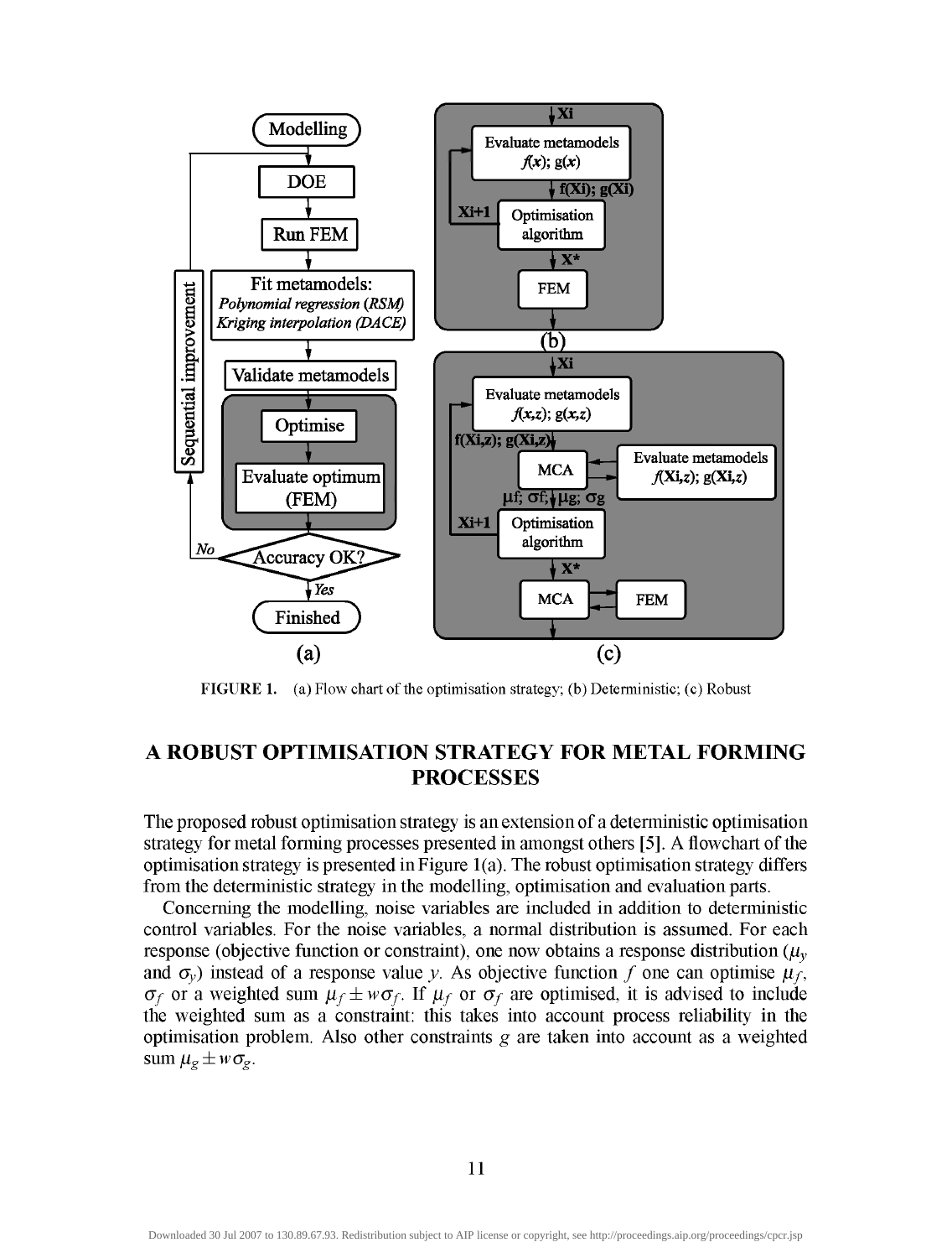Modelling

DOE

Run FEM

Fit metamodels:
*Polynomial regression (RSM)*
*Kriging interpolation (DACE)*

Validate metamodels

Optimise

Evaluate optimum (FEM)

Accuracy OK?

No

Yes

Finished

Sequential improvement

(a)

Xi

Evaluate metamodels
$f(x)$; $g(x)$

f(Xi); g(Xi)

Xi+1

Optimisation algorithm

X*

FEM

(b)

Xi

Evaluate metamodels
$f(x,z)$; $g(x,z)$

f(Xi,z); g(Xi,z)

MCA

Evaluate metamodels
$f(\mathbf{Xi},z)$; $g(\mathbf{Xi},z)$

μf; σf; μg; σg

Xi+1

Optimisation algorithm

X*

MCA

FEM

(c)

**FIGURE 1.** (a) Flow chart of the optimisation strategy; (b) Deterministic; (c) Robust

## A ROBUST OPTIMISATION STRATEGY FOR METAL FORMING PROCESSES

The proposed robust optimisation strategy is an extension of a deterministic optimisation strategy for metal forming processes presented in amongst others [5]. A flowchart of the optimisation strategy is presented in Figure 1(a). The robust optimisation strategy differs from the deterministic strategy in the modelling, optimisation and evaluation parts.

Concerning the modelling, noise variables are included in addition to deterministic control variables. For the noise variables, a normal distribution is assumed. For each response (objective function or constraint), one now obtains a response distribution ($\mu_y$ and $\sigma_y$) instead of a response value $y$. As objective function $f$ one can optimise $\mu_f$, $\sigma_f$ or a weighted sum $\mu_f \pm w\sigma_f$. If $\mu_f$ or $\sigma_f$ are optimised, it is advised to include the weighted sum as a constraint: this takes into account process reliability in the optimisation problem. Also other constraints $g$ are taken into account as a weighted sum $\mu_g \pm w\sigma_g$.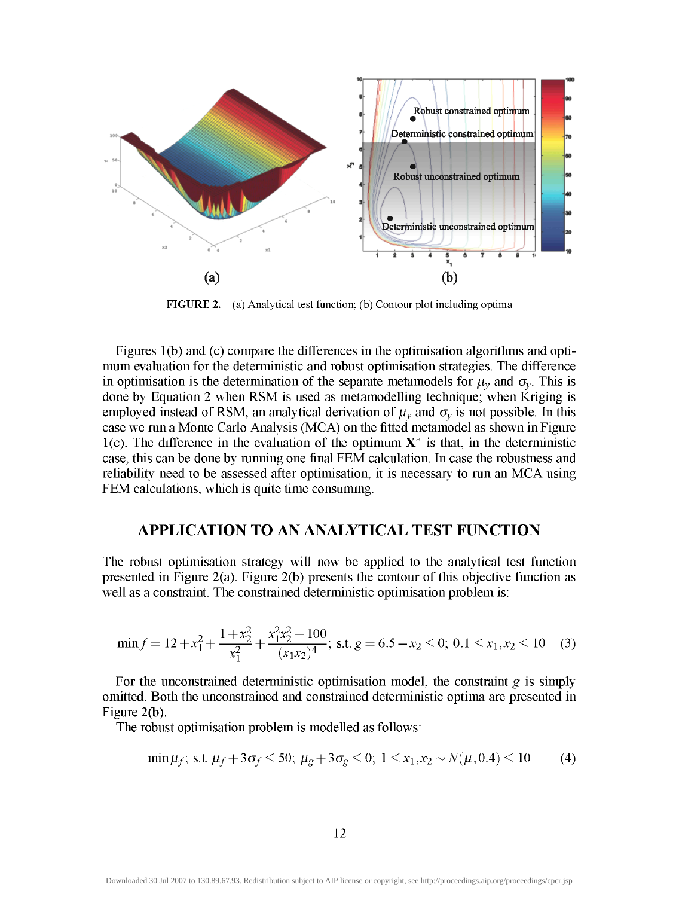(a)

(b)

Robust constrained optimum

Deterministic constrained optimum

Robust unconstrained optimum

Deterministic unconstrained optimum

**FIGURE 2.** (a) Analytical test function; (b) Contour plot including optima

Figures 1(b) and (c) compare the differences in the optimisation algorithms and optimum evaluation for the deterministic and robust optimisation strategies. The difference in optimisation is the determination of the separate metamodels for $\mu_y$ and $\sigma_y$. This is done by Equation 2 when RSM is used as metamodelling technique; when Kriging is employed instead of RSM, an analytical derivation of $\mu_y$ and $\sigma_y$ is not possible. In this case we run a Monte Carlo Analysis (MCA) on the fitted metamodel as shown in Figure 1(c). The difference in the evaluation of the optimum $\mathbf{X}^*$ is that, in the deterministic case, this can be done by running one final FEM calculation. In case the robustness and reliability need to be assessed after optimisation, it is necessary to run an MCA using FEM calculations, which is quite time consuming.

## APPLICATION TO AN ANALYTICAL TEST FUNCTION

The robust optimisation strategy will now be applied to the analytical test function presented in Figure 2(a). Figure 2(b) presents the contour of this objective function as well as a constraint. The constrained deterministic optimisation problem is:

$$\min f = 12 + x_1^2 + \frac{1 + x_2^2}{x_1^2} + \frac{x_1^2 x_2^2 + 100}{(x_1 x_2)^4};\ \text{s.t. } g = 6.5 - x_2 \leq 0;\ 0.1 \leq x_1, x_2 \leq 10 \quad (3)$$

For the unconstrained deterministic optimisation model, the constraint $g$ is simply omitted. Both the unconstrained and constrained deterministic optima are presented in Figure 2(b).

The robust optimisation problem is modelled as follows:

$$\min \mu_f;\ \text{s.t. } \mu_f + 3\sigma_f \leq 50;\ \mu_g + 3\sigma_g \leq 0;\ 1 \leq x_1, x_2 \sim N(\mu, 0.4) \leq 10 \quad (4)$$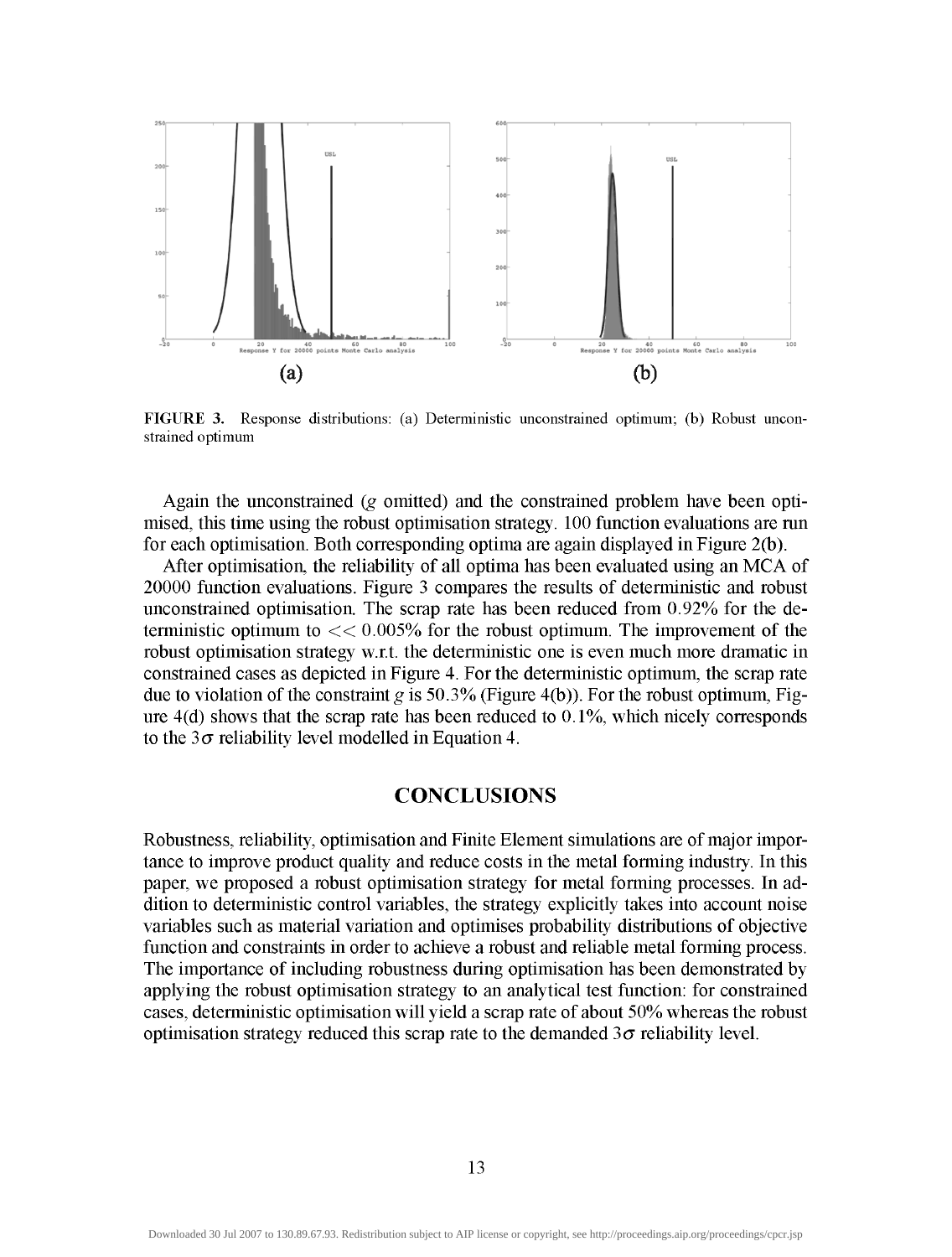-20 0 20 40 60 80 100

Response Y for 20000 points Monte Carlo analysis

USL

(a)

-20 0 20 40 60 80 100

Response Y for 20000 points Monte Carlo analysis

USL

(b)

**FIGURE 3.** Response distributions: (a) Deterministic unconstrained optimum; (b) Robust unconstrained optimum

Again the unconstrained (*g* omitted) and the constrained problem have been optimised, this time using the robust optimisation strategy. 100 function evaluations are run for each optimisation. Both corresponding optima are again displayed in Figure 2(b).

After optimisation, the reliability of all optima has been evaluated using an MCA of 20000 function evaluations. Figure 3 compares the results of deterministic and robust unconstrained optimisation. The scrap rate has been reduced from 0.92% for the deterministic optimum to $<< 0.005\%$ for the robust optimum. The improvement of the robust optimisation strategy w.r.t. the deterministic one is even much more dramatic in constrained cases as depicted in Figure 4. For the deterministic optimum, the scrap rate due to violation of the constraint *g* is 50.3% (Figure 4(b)). For the robust optimum, Figure 4(d) shows that the scrap rate has been reduced to 0.1%, which nicely corresponds to the $3\sigma$ reliability level modelled in Equation 4.

## CONCLUSIONS

Robustness, reliability, optimisation and Finite Element simulations are of major importance to improve product quality and reduce costs in the metal forming industry. In this paper, we proposed a robust optimisation strategy for metal forming processes. In addition to deterministic control variables, the strategy explicitly takes into account noise variables such as material variation and optimises probability distributions of objective function and constraints in order to achieve a robust and reliable metal forming process. The importance of including robustness during optimisation has been demonstrated by applying the robust optimisation strategy to an analytical test function: for constrained cases, deterministic optimisation will yield a scrap rate of about 50% whereas the robust optimisation strategy reduced this scrap rate to the demanded $3\sigma$ reliability level.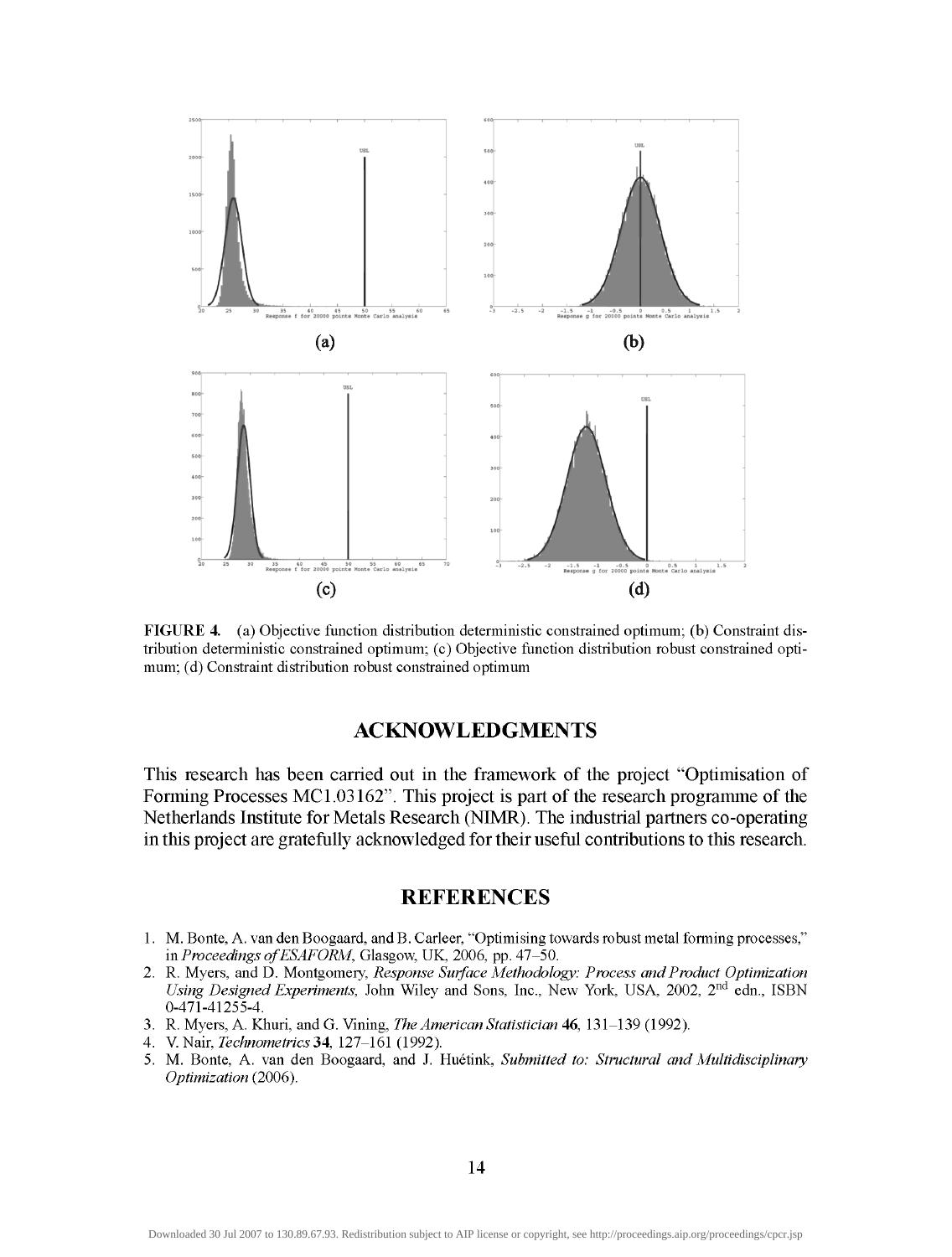USL

Response f for 20000 points Monte Carlo analysis

(a)

USL

Response g for 20000 points Monte Carlo analysis

(b)

USL

Response f for 20000 points Monte Carlo analysis

(c)

USL

Response g for 20000 points Monte Carlo analysis

(d)

**FIGURE 4.** (a) Objective function distribution deterministic constrained optimum; (b) Constraint distribution deterministic constrained optimum; (c) Objective function distribution robust constrained optimum; (d) Constraint distribution robust constrained optimum

## ACKNOWLEDGMENTS

This research has been carried out in the framework of the project "Optimisation of Forming Processes MC1.03162". This project is part of the research programme of the Netherlands Institute for Metals Research (NIMR). The industrial partners co-operating in this project are gratefully acknowledged for their useful contributions to this research.

## REFERENCES

1. M. Bonte, A. van den Boogaard, and B. Carleer, "Optimising towards robust metal forming processes," in *Proceedings of ESAFORM*, Glasgow, UK, 2006, pp. 47–50.
2. R. Myers, and D. Montgomery, *Response Surface Methodology: Process and Product Optimization Using Designed Experiments*, John Wiley and Sons, Inc., New York, USA, 2002, 2nd edn., ISBN 0-471-41255-4.
3. R. Myers, A. Khuri, and G. Vining, *The American Statistician* **46**, 131–139 (1992).
4. V. Nair, *Technometrics* **34**, 127–161 (1992).
5. M. Bonte, A. van den Boogaard, and J. Huétink, *Submitted to: Structural and Multidisciplinary Optimization* (2006).